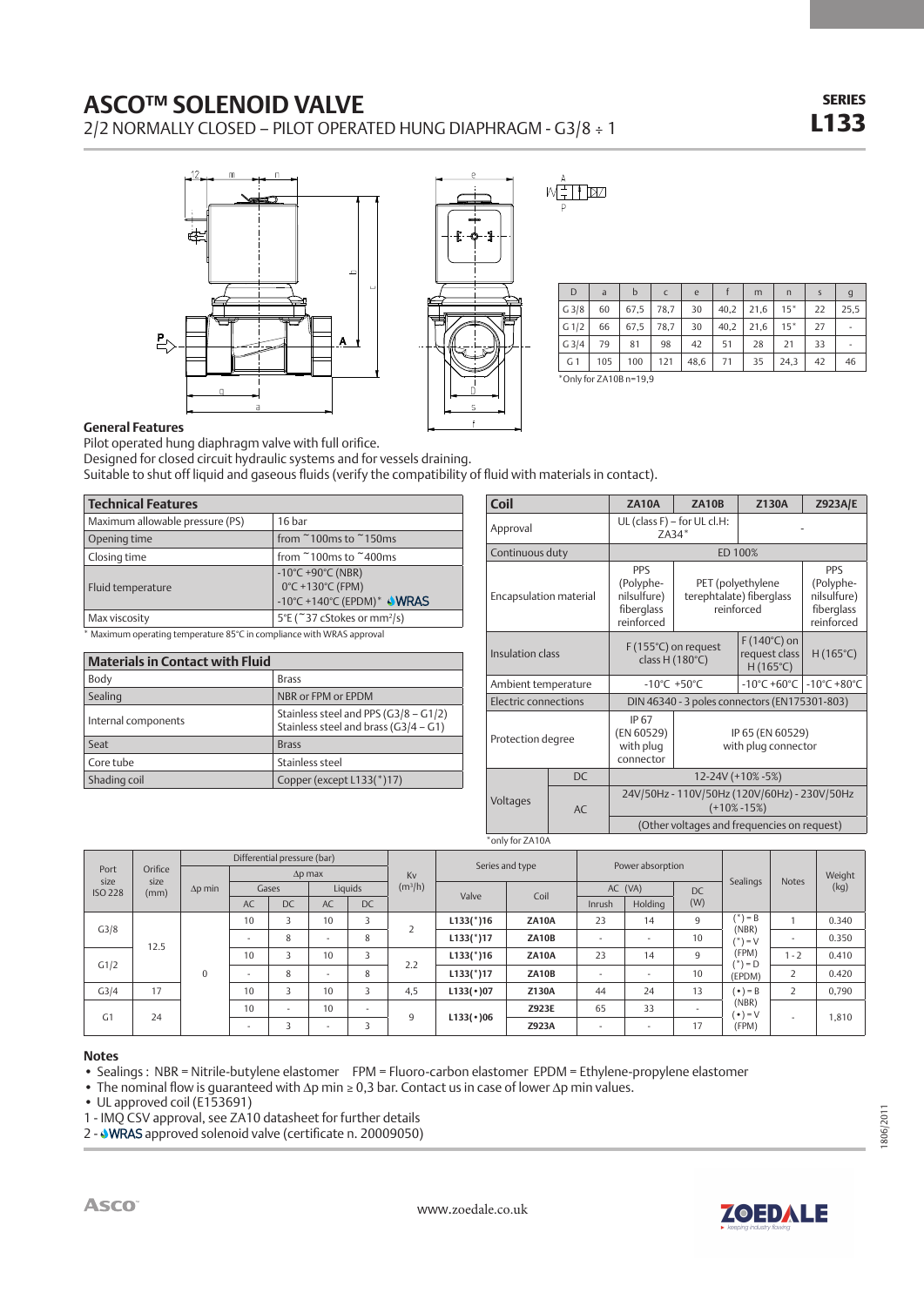# ASCO™ SOLENOID VALVE

2/2 NORMALLY CLOSED – PILOT OPERATED HUNG DIAPHRAGM - G3/8 ÷ 1

**SERIES L133**

| D | a | b | c | e | f | m | n | s | g |
|---|---|---|---|---|---|---|---|---|---|
| G 3/8 | 60 | 67,5 | 78,7 | 30 | 40,2 | 21,6 | 15* | 22 | 25,5 |
| G 1/2 | 66 | 67,5 | 78,7 | 30 | 40,2 | 21,6 | 15* | 27 | - |
| G 3/4 | 79 | 81 | 98 | 42 | 51 | 28 | 21 | 33 | - |
| G 1 | 105 | 100 | 121 | 48,6 | 71 | 35 | 24,3 | 42 | 46 |

*Only for ZA10B n=19,9

### General Features

Pilot operated hung diaphragm valve with full orifice.
Designed for closed circuit hydraulic systems and for vessels draining.
Suitable to shut off liquid and gaseous fluids (verify the compatibility of fluid with materials in contact).

| Technical Features | |
|---|---|
| Maximum allowable pressure (PS) | 16 bar |
| Opening time | from ~100ms to ~150ms |
| Closing time | from ~100ms to ~400ms |
| Fluid temperature | -10°C +90°C (NBR)<br>0°C +130°C (FPM)<br>-10°C +140°C (EPDM)* WRAS |
| Max viscosity | 5°E (~37 cStokes or mm²/s) |

* Maximum operating temperature 85°C in compliance with WRAS approval

| Materials in Contact with Fluid | |
|---|---|
| Body | Brass |
| Sealing | NBR or FPM or EPDM |
| Internal components | Stainless steel and PPS (G3/8 – G1/2)<br>Stainless steel and brass (G3/4 – G1) |
| Seat | Brass |
| Core tube | Stainless steel |
| Shading coil | Copper (except L133(*)17) |

| Coil | | ZA10A | ZA10B | Z130A | Z923A/E |
|---|---|---|---|---|---|
| Approval | | UL (class F) – for UL cl.H: ZA34* | | - | |
| Continuous duty | | ED 100% | | | |
| Encapsulation material | | PPS (Polyphenilsulfure) fiberglass reinforced | PET (polyethylene terephtalate) fiberglass reinforced | | PPS (Polyphenilsulfure) fiberglass reinforced |
| Insulation class | | F (155°C) on request class H (180°C) | | F (140°C) on request class H (165°C) | H (165°C) |
| Ambient temperature | | -10°C +50°C | | -10°C +60°C | -10°C +80°C |
| Electric connections | | DIN 46340 - 3 poles connectors (EN175301-803) | | | |
| Protection degree | | IP 67 (EN 60529) with plug connector | IP 65 (EN 60529) with plug connector | | |
| Voltages | DC | 12-24V (+10% -5%) | | | |
| | AC | 24V/50Hz - 110V/50Hz (120V/60Hz) - 230V/50Hz (+10% -15%) | | | |
| | | (Other voltages and frequencies on request) | | | |

*only for ZA10A

| Port size ISO 228 | Orifice size (mm) | Differential pressure (bar) Δp min | Δp max Gases AC | Δp max Gases DC | Δp max Liquids AC | Δp max Liquids DC | Kv (m³/h) | Valve | Coil | Power absorption AC (VA) Inrush | AC (VA) Holding | DC (W) | Sealings | Notes | Weight (kg) |
|---|---|---|---|---|---|---|---|---|---|---|---|---|---|---|---|
| G3/8 | 12.5 | 0 | 10 | 3 | 10 | 3 | 2 | L133(*)16 | ZA10A | 23 | 14 | 9 | (*) = B (NBR)<br>(*) = V (FPM)<br>(*) = D (EPDM) | 1 | 0.340 |
| | | | - | 8 | - | 8 | | L133(*)17 | ZA10B | - | - | 10 | | - | 0.350 |
| G1/2 | | | 10 | 3 | 10 | 3 | 2.2 | L133(*)16 | ZA10A | 23 | 14 | 9 | | 1 - 2 | 0.410 |
| | | | - | 8 | - | 8 | | L133(*)17 | ZA10B | - | - | 10 | | 2 | 0.420 |
| G3/4 | 17 | | 10 | 3 | 10 | 3 | 4,5 | L133(•)07 | Z130A | 44 | 24 | 13 | (•) = B (NBR)<br>(•) = V (FPM) | 2 | 0,790 |
| G1 | 24 | | 10 | - | 10 | - | 9 | L133(•)06 | Z923E | 65 | 33 | - | | - | 1,810 |
| | | | - | 3 | - | 3 | | | Z923A | - | - | 17 | | | |

### Notes

- Sealings : NBR = Nitrile-butylene elastomer FPM = Fluoro-carbon elastomer EPDM = Ethylene-propylene elastomer
- The nominal flow is guaranteed with Δp min ≥ 0,3 bar. Contact us in case of lower Δp min values.
- UL approved coil (E153691)

1 - IMQ CSV approval, see ZA10 datasheet for further details
2 - WRAS approved solenoid valve (certificate n. 20009050)

www.zoedale.co.uk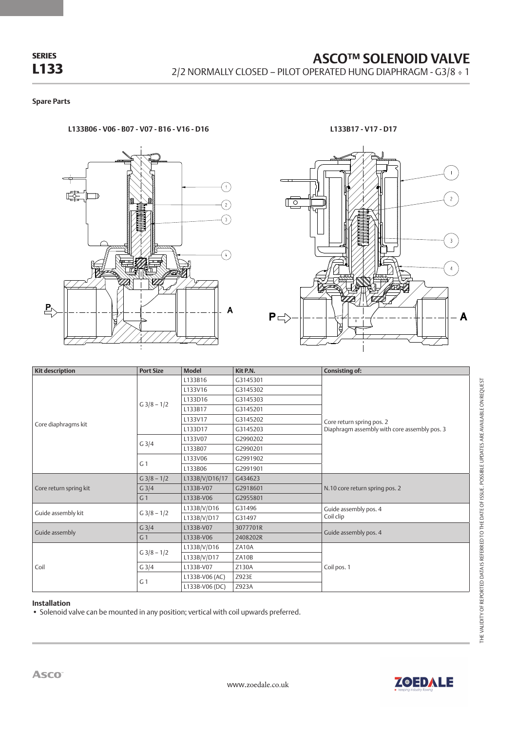**SERIES**
**L133**

# ASCO™ SOLENOID VALVE

2/2 NORMALLY CLOSED – PILOT OPERATED HUNG DIAPHRAGM - G3/8 ÷ 1

### Spare Parts

L133B06 - V06 - B07 - V07 - B16 - V16 - D16

L133B17 - V17 - D17

| Kit description | Port Size | Model | Kit P.N. | Consisting of: |
|---|---|---|---|---|
| Core diaphragms kit | G 3/8 – 1/2 | L133B16 | G3145301 | Core return spring pos. 2<br>Diaphragm assembly with core assembly pos. 3 |
| | | L133V16 | G3145302 | |
| | | L133D16 | G3145303 | |
| | | L133B17 | G3145201 | |
| | | L133V17 | G3145202 | |
| | | L133D17 | G3145203 | |
| | G 3/4 | L133V07 | G2990202 | |
| | | L133B07 | G2990201 | |
| | G 1 | L133V06 | G2991902 | |
| | | L133B06 | G2991901 | |
| Core return spring kit | G 3/8 – 1/2 | L133B/V/D16/17 | G434623 | N.10 core return spring pos. 2 |
| | G 3/4 | L133B-V07 | G2918601 | |
| | G 1 | L133B-V06 | G2955801 | |
| Guide assembly kit | G 3/8 – 1/2 | L133B/V/D16 | G31496 | Guide assembly pos. 4<br>Coil clip |
| | | L133B/V/D17 | G31497 | |
| Guide assembly | G 3/4 | L133B-V07 | 3077701R | Guide assembly pos. 4 |
| | G 1 | L133B-V06 | 2408202R | |
| Coil | G 3/8 – 1/2 | L133B/V/D16 | ZA10A | Coil pos. 1 |
| | | L133B/V/D17 | ZA10B | |
| | G 3/4 | L133B-V07 | Z130A | |
| | G 1 | L133B-V06 (AC) | Z923E | |
| | | L133B-V06 (DC) | Z923A | |

### Installation

- Solenoid valve can be mounted in any position; vertical with coil upwards preferred.

THE VALIDITY OF REPORTED DATA IS REFERRED TO THE DATE OF ISSUE. POSSIBLE UPDATES ARE AVAILABLE ON REQUEST